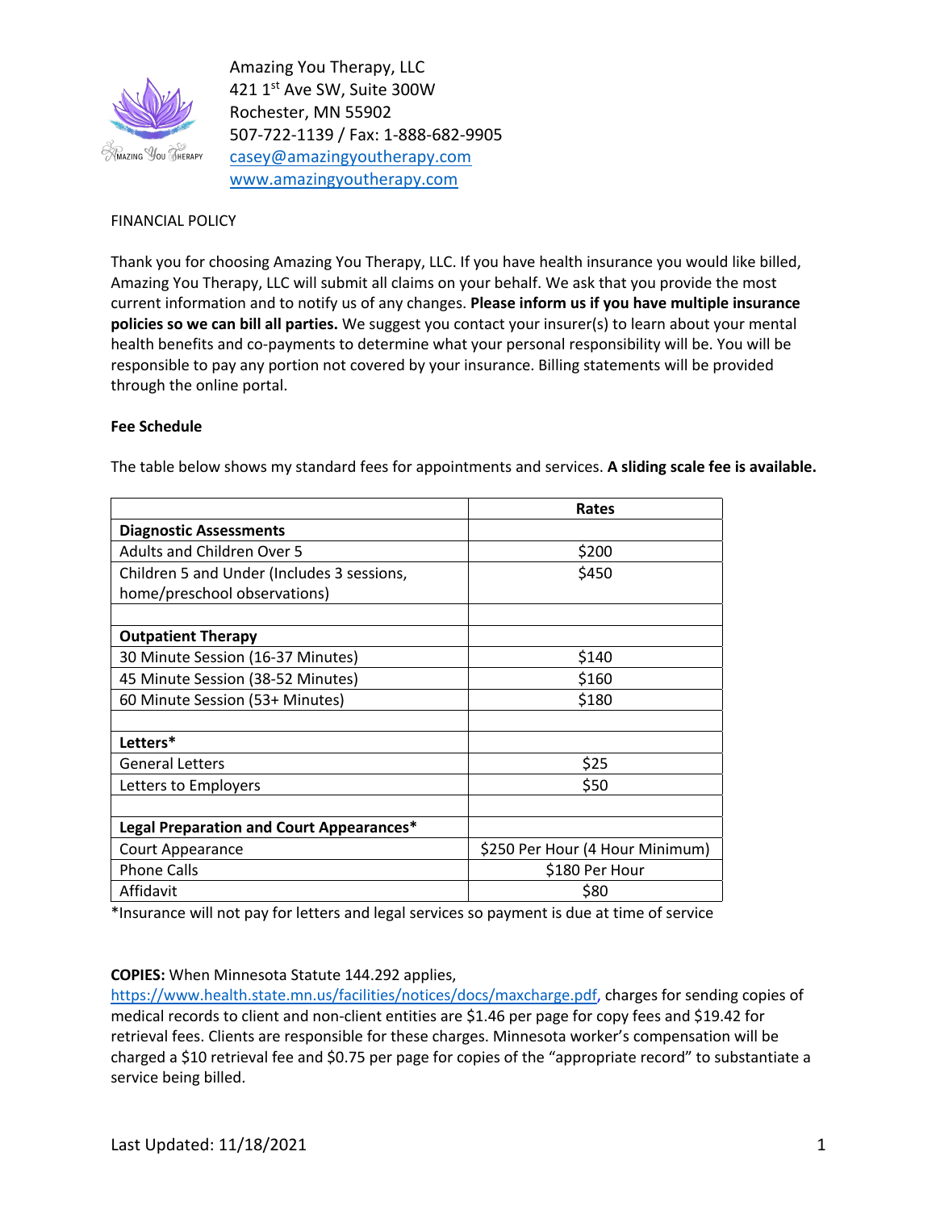Amazing You Therapy, LLC
421 1st Ave SW, Suite 300W
Rochester, MN 55902
507-722-1139 / Fax: 1-888-682-9905
casey@amazingyoutherapy.com
www.amazingyoutherapy.com

FINANCIAL POLICY

Thank you for choosing Amazing You Therapy, LLC. If you have health insurance you would like billed, Amazing You Therapy, LLC will submit all claims on your behalf. We ask that you provide the most current information and to notify us of any changes. **Please inform us if you have multiple insurance policies so we can bill all parties.** We suggest you contact your insurer(s) to learn about your mental health benefits and co-payments to determine what your personal responsibility will be. You will be responsible to pay any portion not covered by your insurance. Billing statements will be provided through the online portal.

**Fee Schedule**

The table below shows my standard fees for appointments and services. **A sliding scale fee is available.**

| | **Rates** |
|---|---|
| **Diagnostic Assessments** | |
| Adults and Children Over 5 | $200 |
| Children 5 and Under (Includes 3 sessions, home/preschool observations) | $450 |
| | |
| **Outpatient Therapy** | |
| 30 Minute Session (16-37 Minutes) | $140 |
| 45 Minute Session (38-52 Minutes) | $160 |
| 60 Minute Session (53+ Minutes) | $180 |
| | |
| **Letters*** | |
| General Letters | $25 |
| Letters to Employers | $50 |
| | |
| **Legal Preparation and Court Appearances*** | |
| Court Appearance | $250 Per Hour (4 Hour Minimum) |
| Phone Calls | $180 Per Hour |
| Affidavit | $80 |

*Insurance will not pay for letters and legal services so payment is due at time of service

**COPIES:** When Minnesota Statute 144.292 applies, https://www.health.state.mn.us/facilities/notices/docs/maxcharge.pdf, charges for sending copies of medical records to client and non-client entities are $1.46 per page for copy fees and $19.42 for retrieval fees. Clients are responsible for these charges. Minnesota worker's compensation will be charged a $10 retrieval fee and $0.75 per page for copies of the "appropriate record" to substantiate a service being billed.

Last Updated: 11/18/2021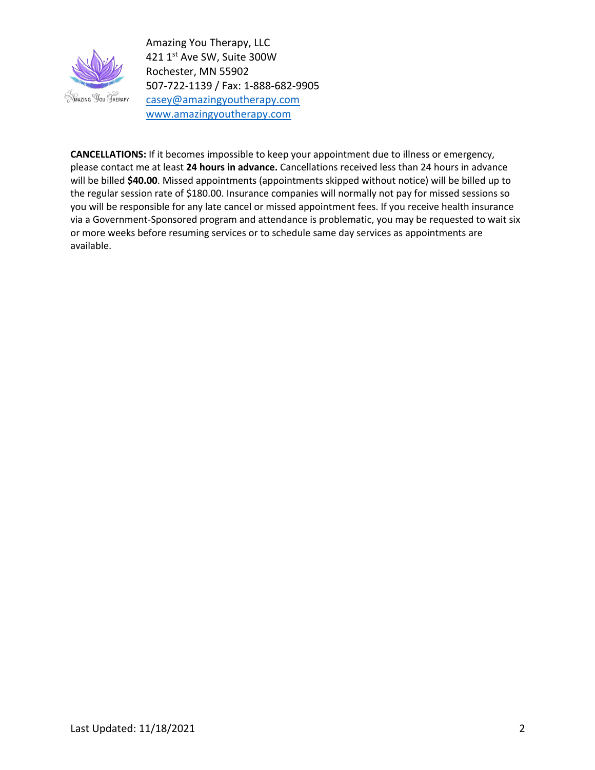Amazing You Therapy, LLC
421 1st Ave SW, Suite 300W
Rochester, MN 55902
507-722-1139 / Fax: 1-888-682-9905
casey@amazingyoutherapy.com
www.amazingyoutherapy.com

**CANCELLATIONS:** If it becomes impossible to keep your appointment due to illness or emergency, please contact me at least **24 hours in advance.** Cancellations received less than 24 hours in advance will be billed **$40.00**. Missed appointments (appointments skipped without notice) will be billed up to the regular session rate of $180.00. Insurance companies will normally not pay for missed sessions so you will be responsible for any late cancel or missed appointment fees. If you receive health insurance via a Government-Sponsored program and attendance is problematic, you may be requested to wait six or more weeks before resuming services or to schedule same day services as appointments are available.

Last Updated: 11/18/2021